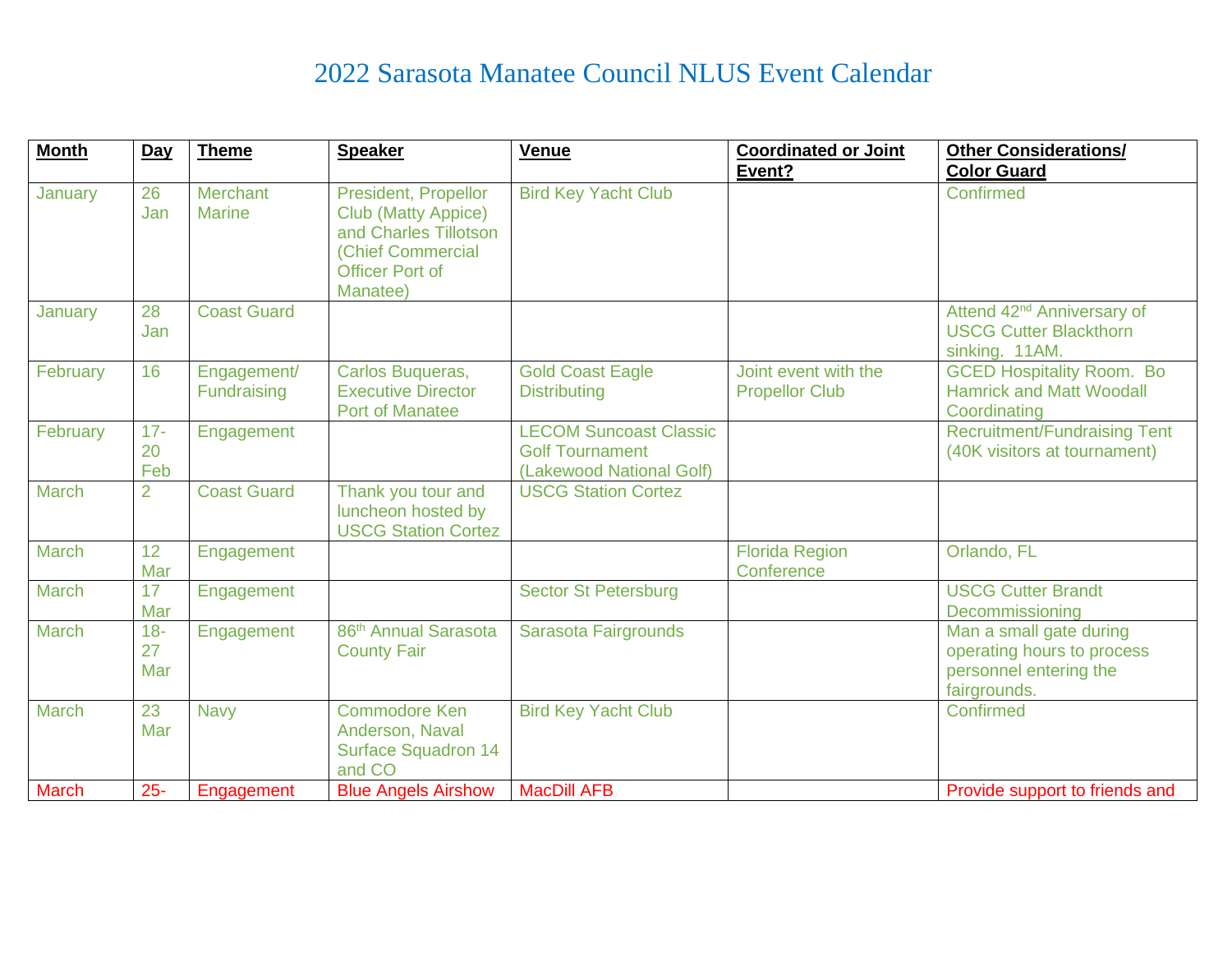# 2022 Sarasota Manatee Council NLUS Event Calendar

| Month | Day | Theme | Speaker | Venue | Coordinated or Joint Event? | Other Considerations/ Color Guard |
|---|---|---|---|---|---|---|
| January | 26 Jan | Merchant Marine | President, Propellor Club (Matty Appice) and Charles Tillotson (Chief Commercial Officer Port of Manatee) | Bird Key Yacht Club | | Confirmed |
| January | 28 Jan | Coast Guard | | | | Attend 42nd Anniversary of USCG Cutter Blackthorn sinking. 11AM. |
| February | 16 | Engagement/ Fundraising | Carlos Buqueras, Executive Director Port of Manatee | Gold Coast Eagle Distributing | Joint event with the Propellor Club | GCED Hospitality Room. Bo Hamrick and Matt Woodall Coordinating |
| February | 17-20 Feb | Engagement | | LECOM Suncoast Classic Golf Tournament (Lakewood National Golf) | | Recruitment/Fundraising Tent (40K visitors at tournament) |
| March | 2 | Coast Guard | Thank you tour and luncheon hosted by USCG Station Cortez | USCG Station Cortez | | |
| March | 12 Mar | Engagement | | | Florida Region Conference | Orlando, FL |
| March | 17 Mar | Engagement | | Sector St Petersburg | | USCG Cutter Brandt Decommissioning |
| March | 18-27 Mar | Engagement | 86th Annual Sarasota County Fair | Sarasota Fairgrounds | | Man a small gate during operating hours to process personnel entering the fairgrounds. |
| March | 23 Mar | Navy | Commodore Ken Anderson, Naval Surface Squadron 14 and CO | Bird Key Yacht Club | | Confirmed |
| March | 25- | Engagement | Blue Angels Airshow | MacDill AFB | | Provide support to friends and |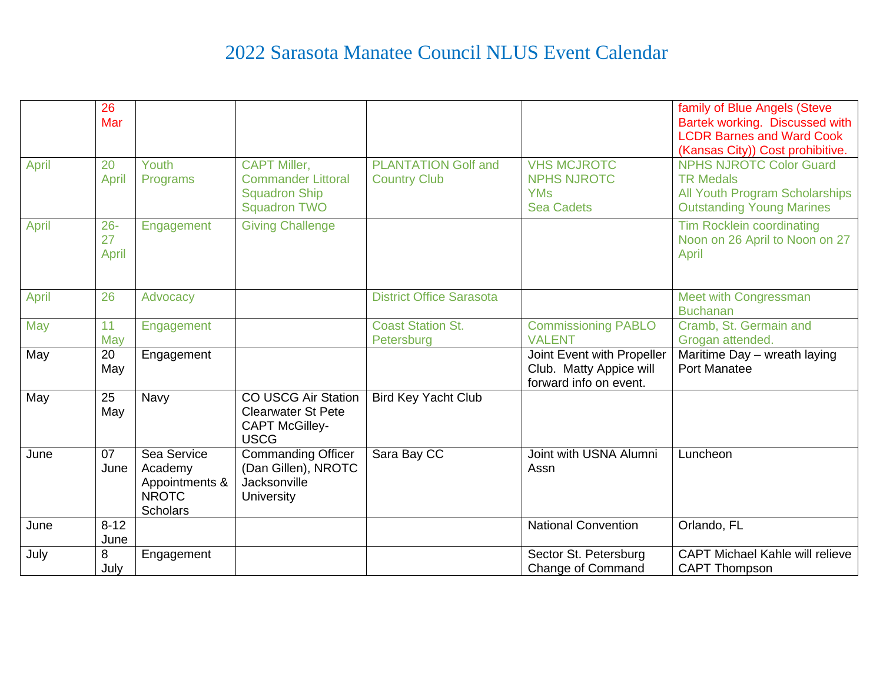# 2022 Sarasota Manatee Council NLUS Event Calendar

| | | | | | | |
|---|---|---|---|---|---|---|
| | 26 Mar | | | | | family of Blue Angels (Steve Bartek working. Discussed with LCDR Barnes and Ward Cook (Kansas City)) Cost prohibitive. |
| April | 20 April | Youth Programs | CAPT Miller, Commander Littoral Squadron Ship Squadron TWO | PLANTATION Golf and Country Club | VHS MCJROTC<br>NPHS NJROTC<br>YMs<br>Sea Cadets | NPHS NJROTC Color Guard<br>TR Medals<br>All Youth Program Scholarships<br>Outstanding Young Marines |
| April | 26-27 April | Engagement | Giving Challenge | | | Tim Rocklein coordinating Noon on 26 April to Noon on 27 April |
| April | 26 | Advocacy | | District Office Sarasota | | Meet with Congressman Buchanan |
| May | 11 May | Engagement | | Coast Station St. Petersburg | Commissioning PABLO VALENT | Cramb, St. Germain and Grogan attended. |
| May | 20 May | Engagement | | | Joint Event with Propeller Club. Matty Appice will forward info on event. | Maritime Day – wreath laying Port Manatee |
| May | 25 May | Navy | CO USCG Air Station Clearwater St Pete CAPT McGilley-USCG | Bird Key Yacht Club | | |
| June | 07 June | Sea Service Academy Appointments & NROTC Scholars | Commanding Officer (Dan Gillen), NROTC Jacksonville University | Sara Bay CC | Joint with USNA Alumni Assn | Luncheon |
| June | 8-12 June | | | | National Convention | Orlando, FL |
| July | 8 July | Engagement | | | Sector St. Petersburg Change of Command | CAPT Michael Kahle will relieve CAPT Thompson |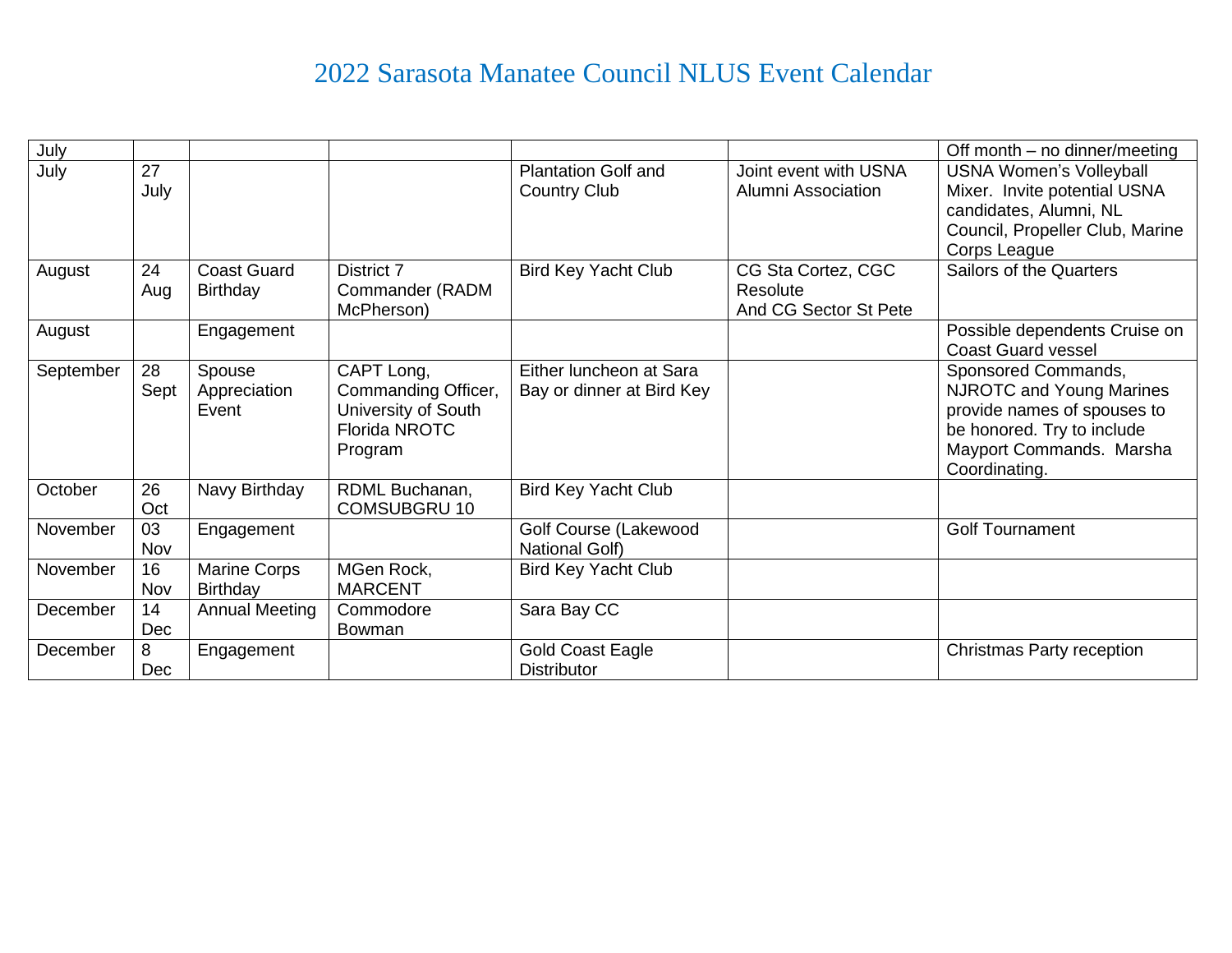# 2022 Sarasota Manatee Council NLUS Event Calendar

| | | | | | | |
|---|---|---|---|---|---|---|
| July | | | | | | Off month – no dinner/meeting |
| July | 27 July | | | Plantation Golf and Country Club | Joint event with USNA Alumni Association | USNA Women's Volleyball Mixer. Invite potential USNA candidates, Alumni, NL Council, Propeller Club, Marine Corps League |
| August | 24 Aug | Coast Guard Birthday | District 7 Commander (RADM McPherson) | Bird Key Yacht Club | CG Sta Cortez, CGC Resolute And CG Sector St Pete | Sailors of the Quarters |
| August | | Engagement | | | | Possible dependents Cruise on Coast Guard vessel |
| September | 28 Sept | Spouse Appreciation Event | CAPT Long, Commanding Officer, University of South Florida NROTC Program | Either luncheon at Sara Bay or dinner at Bird Key | | Sponsored Commands, NJROTC and Young Marines provide names of spouses to be honored. Try to include Mayport Commands. Marsha Coordinating. |
| October | 26 Oct | Navy Birthday | RDML Buchanan, COMSUBGRU 10 | Bird Key Yacht Club | | |
| November | 03 Nov | Engagement | | Golf Course (Lakewood National Golf) | | Golf Tournament |
| November | 16 Nov | Marine Corps Birthday | MGen Rock, MARCENT | Bird Key Yacht Club | | |
| December | 14 Dec | Annual Meeting | Commodore Bowman | Sara Bay CC | | |
| December | 8 Dec | Engagement | | Gold Coast Eagle Distributor | | Christmas Party reception |